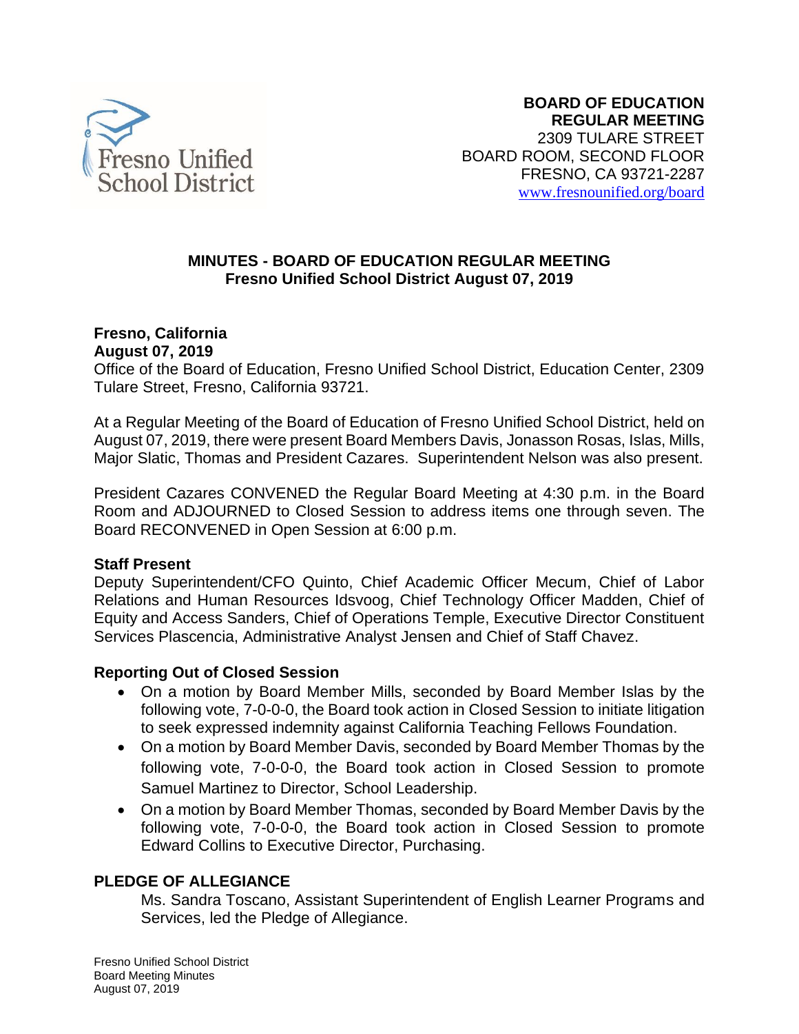**BOARD OF EDUCATION**
**REGULAR MEETING**
2309 TULARE STREET
BOARD ROOM, SECOND FLOOR
FRESNO, CA 93721-2287
www.fresnounified.org/board

# MINUTES - BOARD OF EDUCATION REGULAR MEETING
## Fresno Unified School District August 07, 2019

**Fresno, California**
**August 07, 2019**
Office of the Board of Education, Fresno Unified School District, Education Center, 2309 Tulare Street, Fresno, California 93721.

At a Regular Meeting of the Board of Education of Fresno Unified School District, held on August 07, 2019, there were present Board Members Davis, Jonasson Rosas, Islas, Mills, Major Slatic, Thomas and President Cazares. Superintendent Nelson was also present.

President Cazares CONVENED the Regular Board Meeting at 4:30 p.m. in the Board Room and ADJOURNED to Closed Session to address items one through seven. The Board RECONVENED in Open Session at 6:00 p.m.

**Staff Present**
Deputy Superintendent/CFO Quinto, Chief Academic Officer Mecum, Chief of Labor Relations and Human Resources Idsvoog, Chief Technology Officer Madden, Chief of Equity and Access Sanders, Chief of Operations Temple, Executive Director Constituent Services Plascencia, Administrative Analyst Jensen and Chief of Staff Chavez.

**Reporting Out of Closed Session**

- On a motion by Board Member Mills, seconded by Board Member Islas by the following vote, 7-0-0-0, the Board took action in Closed Session to initiate litigation to seek expressed indemnity against California Teaching Fellows Foundation.
- On a motion by Board Member Davis, seconded by Board Member Thomas by the following vote, 7-0-0-0, the Board took action in Closed Session to promote Samuel Martinez to Director, School Leadership.
- On a motion by Board Member Thomas, seconded by Board Member Davis by the following vote, 7-0-0-0, the Board took action in Closed Session to promote Edward Collins to Executive Director, Purchasing.

**PLEDGE OF ALLEGIANCE**

Ms. Sandra Toscano, Assistant Superintendent of English Learner Programs and Services, led the Pledge of Allegiance.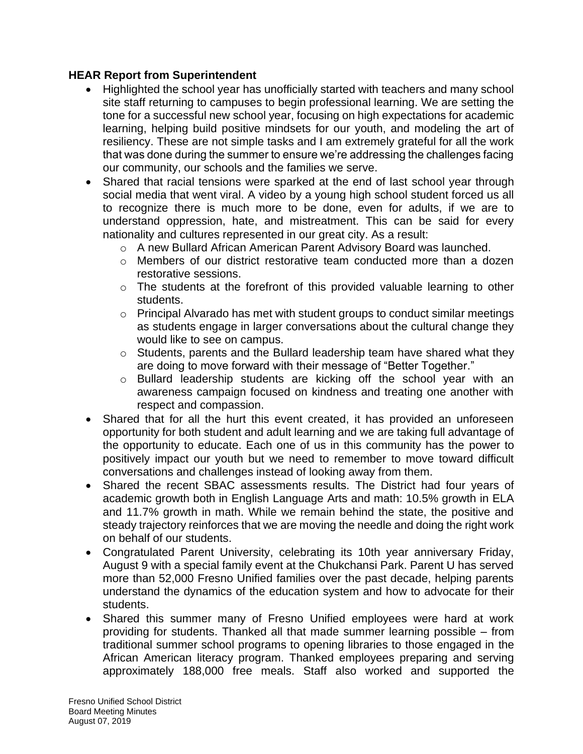**HEAR Report from Superintendent**

- Highlighted the school year has unofficially started with teachers and many school site staff returning to campuses to begin professional learning. We are setting the tone for a successful new school year, focusing on high expectations for academic learning, helping build positive mindsets for our youth, and modeling the art of resiliency. These are not simple tasks and I am extremely grateful for all the work that was done during the summer to ensure we're addressing the challenges facing our community, our schools and the families we serve.
- Shared that racial tensions were sparked at the end of last school year through social media that went viral. A video by a young high school student forced us all to recognize there is much more to be done, even for adults, if we are to understand oppression, hate, and mistreatment. This can be said for every nationality and cultures represented in our great city. As a result:
  - A new Bullard African American Parent Advisory Board was launched.
  - Members of our district restorative team conducted more than a dozen restorative sessions.
  - The students at the forefront of this provided valuable learning to other students.
  - Principal Alvarado has met with student groups to conduct similar meetings as students engage in larger conversations about the cultural change they would like to see on campus.
  - Students, parents and the Bullard leadership team have shared what they are doing to move forward with their message of "Better Together."
  - Bullard leadership students are kicking off the school year with an awareness campaign focused on kindness and treating one another with respect and compassion.
- Shared that for all the hurt this event created, it has provided an unforeseen opportunity for both student and adult learning and we are taking full advantage of the opportunity to educate. Each one of us in this community has the power to positively impact our youth but we need to remember to move toward difficult conversations and challenges instead of looking away from them.
- Shared the recent SBAC assessments results. The District had four years of academic growth both in English Language Arts and math: 10.5% growth in ELA and 11.7% growth in math. While we remain behind the state, the positive and steady trajectory reinforces that we are moving the needle and doing the right work on behalf of our students.
- Congratulated Parent University, celebrating its 10th year anniversary Friday, August 9 with a special family event at the Chukchansi Park. Parent U has served more than 52,000 Fresno Unified families over the past decade, helping parents understand the dynamics of the education system and how to advocate for their students.
- Shared this summer many of Fresno Unified employees were hard at work providing for students. Thanked all that made summer learning possible – from traditional summer school programs to opening libraries to those engaged in the African American literacy program. Thanked employees preparing and serving approximately 188,000 free meals. Staff also worked and supported the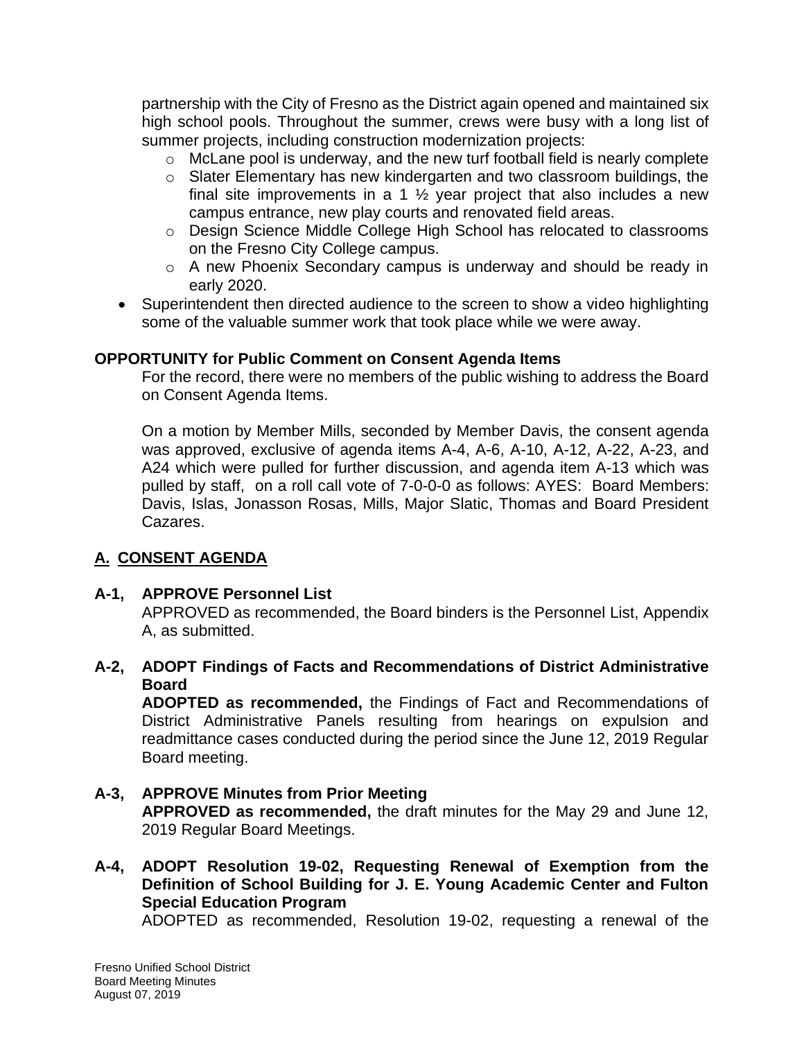partnership with the City of Fresno as the District again opened and maintained six high school pools. Throughout the summer, crews were busy with a long list of summer projects, including construction modernization projects:

   - McLane pool is underway, and the new turf football field is nearly complete
   - Slater Elementary has new kindergarten and two classroom buildings, the final site improvements in a 1 ½ year project that also includes a new campus entrance, new play courts and renovated field areas.
   - Design Science Middle College High School has relocated to classrooms on the Fresno City College campus.
   - A new Phoenix Secondary campus is underway and should be ready in early 2020.

- Superintendent then directed audience to the screen to show a video highlighting some of the valuable summer work that took place while we were away.

**OPPORTUNITY for Public Comment on Consent Agenda Items**

For the record, there were no members of the public wishing to address the Board on Consent Agenda Items.

On a motion by Member Mills, seconded by Member Davis, the consent agenda was approved, exclusive of agenda items A-4, A-6, A-10, A-12, A-22, A-23, and A24 which were pulled for further discussion, and agenda item A-13 which was pulled by staff, on a roll call vote of 7-0-0-0 as follows: AYES: Board Members: Davis, Islas, Jonasson Rosas, Mills, Major Slatic, Thomas and Board President Cazares.

## A. CONSENT AGENDA

**A-1, APPROVE Personnel List**

APPROVED as recommended, the Board binders is the Personnel List, Appendix A, as submitted.

**A-2, ADOPT Findings of Facts and Recommendations of District Administrative Board**

**ADOPTED as recommended,** the Findings of Fact and Recommendations of District Administrative Panels resulting from hearings on expulsion and readmittance cases conducted during the period since the June 12, 2019 Regular Board meeting.

**A-3, APPROVE Minutes from Prior Meeting**

**APPROVED as recommended,** the draft minutes for the May 29 and June 12, 2019 Regular Board Meetings.

**A-4, ADOPT Resolution 19-02, Requesting Renewal of Exemption from the Definition of School Building for J. E. Young Academic Center and Fulton Special Education Program**

ADOPTED as recommended, Resolution 19-02, requesting a renewal of the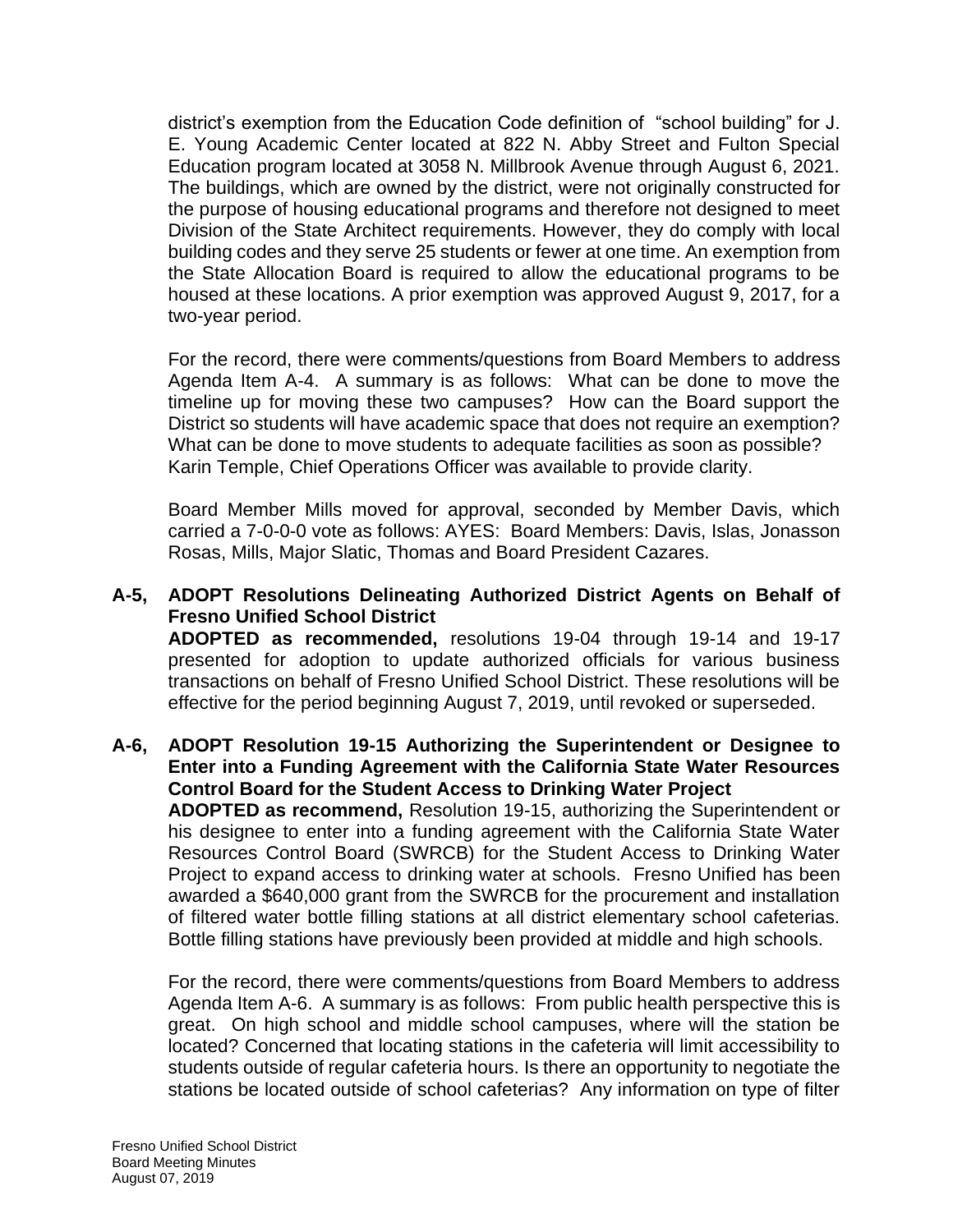district's exemption from the Education Code definition of "school building" for J. E. Young Academic Center located at 822 N. Abby Street and Fulton Special Education program located at 3058 N. Millbrook Avenue through August 6, 2021. The buildings, which are owned by the district, were not originally constructed for the purpose of housing educational programs and therefore not designed to meet Division of the State Architect requirements. However, they do comply with local building codes and they serve 25 students or fewer at one time. An exemption from the State Allocation Board is required to allow the educational programs to be housed at these locations. A prior exemption was approved August 9, 2017, for a two-year period.

For the record, there were comments/questions from Board Members to address Agenda Item A-4. A summary is as follows: What can be done to move the timeline up for moving these two campuses? How can the Board support the District so students will have academic space that does not require an exemption? What can be done to move students to adequate facilities as soon as possible? Karin Temple, Chief Operations Officer was available to provide clarity.

Board Member Mills moved for approval, seconded by Member Davis, which carried a 7-0-0-0 vote as follows: AYES: Board Members: Davis, Islas, Jonasson Rosas, Mills, Major Slatic, Thomas and Board President Cazares.

**A-5, ADOPT Resolutions Delineating Authorized District Agents on Behalf of Fresno Unified School District**

**ADOPTED as recommended,** resolutions 19-04 through 19-14 and 19-17 presented for adoption to update authorized officials for various business transactions on behalf of Fresno Unified School District. These resolutions will be effective for the period beginning August 7, 2019, until revoked or superseded.

**A-6, ADOPT Resolution 19-15 Authorizing the Superintendent or Designee to Enter into a Funding Agreement with the California State Water Resources Control Board for the Student Access to Drinking Water Project**

**ADOPTED as recommend,** Resolution 19-15, authorizing the Superintendent or his designee to enter into a funding agreement with the California State Water Resources Control Board (SWRCB) for the Student Access to Drinking Water Project to expand access to drinking water at schools. Fresno Unified has been awarded a $640,000 grant from the SWRCB for the procurement and installation of filtered water bottle filling stations at all district elementary school cafeterias. Bottle filling stations have previously been provided at middle and high schools.

For the record, there were comments/questions from Board Members to address Agenda Item A-6. A summary is as follows: From public health perspective this is great. On high school and middle school campuses, where will the station be located? Concerned that locating stations in the cafeteria will limit accessibility to students outside of regular cafeteria hours. Is there an opportunity to negotiate the stations be located outside of school cafeterias? Any information on type of filter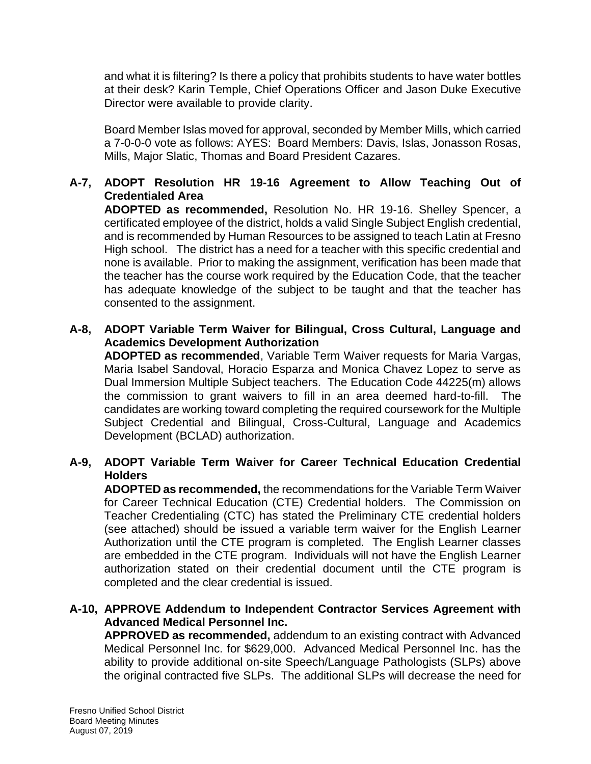and what it is filtering? Is there a policy that prohibits students to have water bottles at their desk? Karin Temple, Chief Operations Officer and Jason Duke Executive Director were available to provide clarity.

Board Member Islas moved for approval, seconded by Member Mills, which carried a 7-0-0-0 vote as follows: AYES: Board Members: Davis, Islas, Jonasson Rosas, Mills, Major Slatic, Thomas and Board President Cazares.

**A-7, ADOPT Resolution HR 19-16 Agreement to Allow Teaching Out of Credentialed Area**

**ADOPTED as recommended,** Resolution No. HR 19-16. Shelley Spencer, a certificated employee of the district, holds a valid Single Subject English credential, and is recommended by Human Resources to be assigned to teach Latin at Fresno High school. The district has a need for a teacher with this specific credential and none is available. Prior to making the assignment, verification has been made that the teacher has the course work required by the Education Code, that the teacher has adequate knowledge of the subject to be taught and that the teacher has consented to the assignment.

**A-8, ADOPT Variable Term Waiver for Bilingual, Cross Cultural, Language and Academics Development Authorization**

**ADOPTED as recommended**, Variable Term Waiver requests for Maria Vargas, Maria Isabel Sandoval, Horacio Esparza and Monica Chavez Lopez to serve as Dual Immersion Multiple Subject teachers. The Education Code 44225(m) allows the commission to grant waivers to fill in an area deemed hard-to-fill. The candidates are working toward completing the required coursework for the Multiple Subject Credential and Bilingual, Cross-Cultural, Language and Academics Development (BCLAD) authorization.

**A-9, ADOPT Variable Term Waiver for Career Technical Education Credential Holders**

**ADOPTED as recommended,** the recommendations for the Variable Term Waiver for Career Technical Education (CTE) Credential holders. The Commission on Teacher Credentialing (CTC) has stated the Preliminary CTE credential holders (see attached) should be issued a variable term waiver for the English Learner Authorization until the CTE program is completed. The English Learner classes are embedded in the CTE program. Individuals will not have the English Learner authorization stated on their credential document until the CTE program is completed and the clear credential is issued.

**A-10, APPROVE Addendum to Independent Contractor Services Agreement with Advanced Medical Personnel Inc.**

**APPROVED as recommended,** addendum to an existing contract with Advanced Medical Personnel Inc. for $629,000. Advanced Medical Personnel Inc. has the ability to provide additional on-site Speech/Language Pathologists (SLPs) above the original contracted five SLPs. The additional SLPs will decrease the need for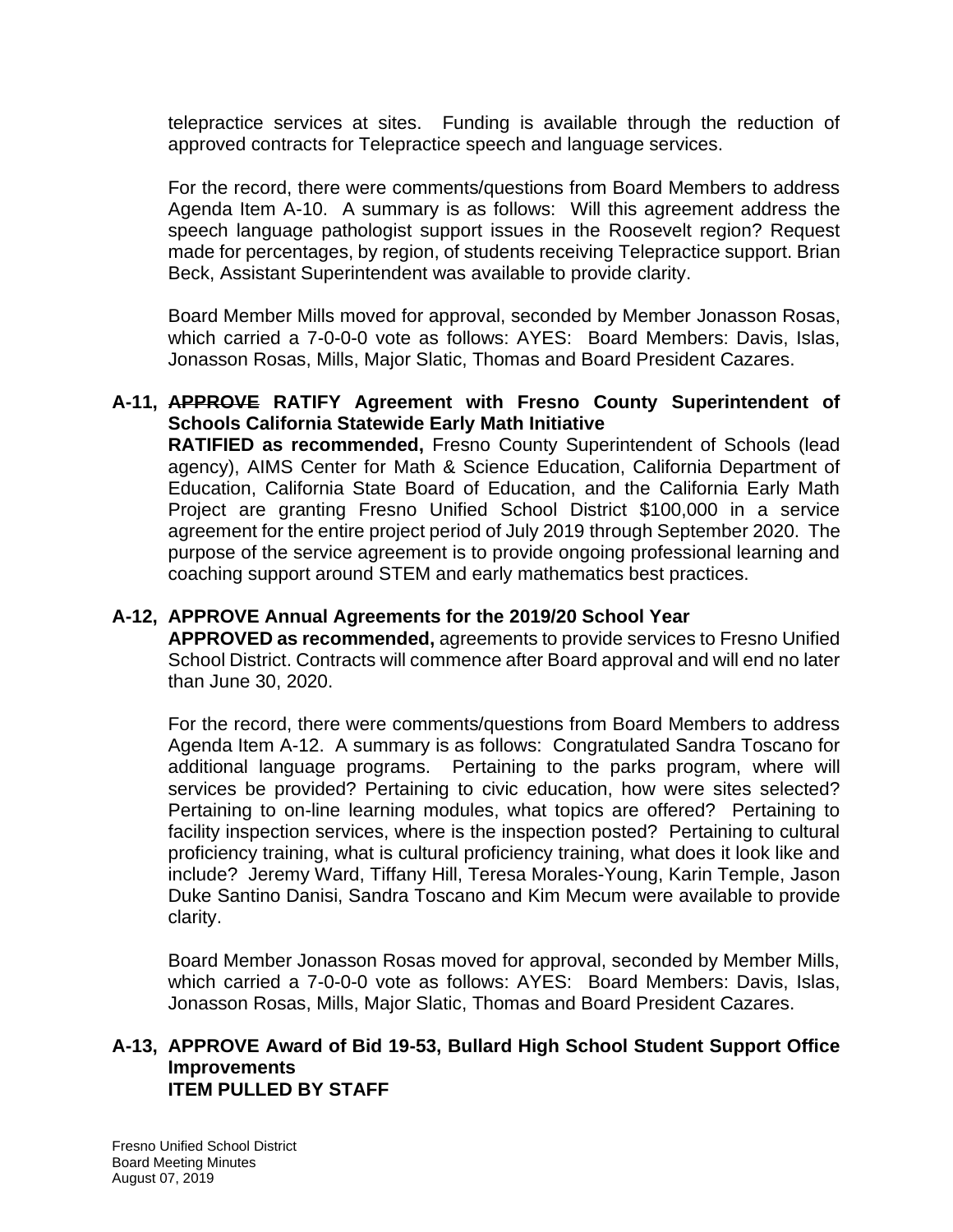telepractice services at sites. Funding is available through the reduction of approved contracts for Telepractice speech and language services.

For the record, there were comments/questions from Board Members to address Agenda Item A-10. A summary is as follows: Will this agreement address the speech language pathologist support issues in the Roosevelt region? Request made for percentages, by region, of students receiving Telepractice support. Brian Beck, Assistant Superintendent was available to provide clarity.

Board Member Mills moved for approval, seconded by Member Jonasson Rosas, which carried a 7-0-0-0 vote as follows: AYES: Board Members: Davis, Islas, Jonasson Rosas, Mills, Major Slatic, Thomas and Board President Cazares.

**A-11, ~~APPROVE~~ RATIFY Agreement with Fresno County Superintendent of Schools California Statewide Early Math Initiative**

**RATIFIED as recommended,** Fresno County Superintendent of Schools (lead agency), AIMS Center for Math & Science Education, California Department of Education, California State Board of Education, and the California Early Math Project are granting Fresno Unified School District $100,000 in a service agreement for the entire project period of July 2019 through September 2020. The purpose of the service agreement is to provide ongoing professional learning and coaching support around STEM and early mathematics best practices.

**A-12, APPROVE Annual Agreements for the 2019/20 School Year**

**APPROVED as recommended,** agreements to provide services to Fresno Unified School District. Contracts will commence after Board approval and will end no later than June 30, 2020.

For the record, there were comments/questions from Board Members to address Agenda Item A-12. A summary is as follows: Congratulated Sandra Toscano for additional language programs. Pertaining to the parks program, where will services be provided? Pertaining to civic education, how were sites selected? Pertaining to on-line learning modules, what topics are offered? Pertaining to facility inspection services, where is the inspection posted? Pertaining to cultural proficiency training, what is cultural proficiency training, what does it look like and include? Jeremy Ward, Tiffany Hill, Teresa Morales-Young, Karin Temple, Jason Duke Santino Danisi, Sandra Toscano and Kim Mecum were available to provide clarity.

Board Member Jonasson Rosas moved for approval, seconded by Member Mills, which carried a 7-0-0-0 vote as follows: AYES: Board Members: Davis, Islas, Jonasson Rosas, Mills, Major Slatic, Thomas and Board President Cazares.

**A-13, APPROVE Award of Bid 19-53, Bullard High School Student Support Office Improvements**
**ITEM PULLED BY STAFF**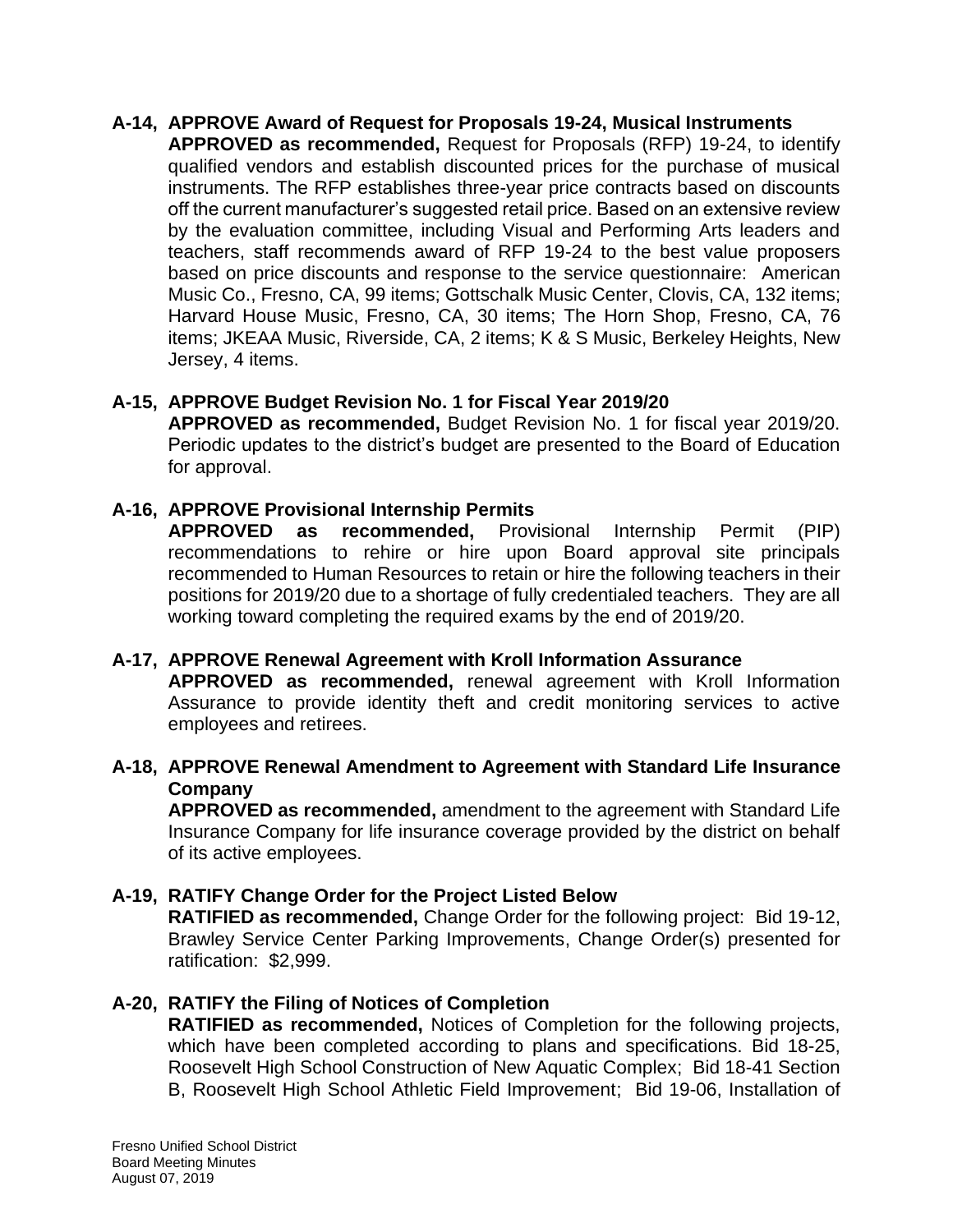**A-14, APPROVE Award of Request for Proposals 19-24, Musical Instruments**

**APPROVED as recommended,** Request for Proposals (RFP) 19-24, to identify qualified vendors and establish discounted prices for the purchase of musical instruments. The RFP establishes three-year price contracts based on discounts off the current manufacturer's suggested retail price. Based on an extensive review by the evaluation committee, including Visual and Performing Arts leaders and teachers, staff recommends award of RFP 19-24 to the best value proposers based on price discounts and response to the service questionnaire: American Music Co., Fresno, CA, 99 items; Gottschalk Music Center, Clovis, CA, 132 items; Harvard House Music, Fresno, CA, 30 items; The Horn Shop, Fresno, CA, 76 items; JKEAA Music, Riverside, CA, 2 items; K & S Music, Berkeley Heights, New Jersey, 4 items.

**A-15, APPROVE Budget Revision No. 1 for Fiscal Year 2019/20**

**APPROVED as recommended,** Budget Revision No. 1 for fiscal year 2019/20. Periodic updates to the district's budget are presented to the Board of Education for approval.

**A-16, APPROVE Provisional Internship Permits**

**APPROVED as recommended,** Provisional Internship Permit (PIP) recommendations to rehire or hire upon Board approval site principals recommended to Human Resources to retain or hire the following teachers in their positions for 2019/20 due to a shortage of fully credentialed teachers. They are all working toward completing the required exams by the end of 2019/20.

**A-17, APPROVE Renewal Agreement with Kroll Information Assurance**

**APPROVED as recommended,** renewal agreement with Kroll Information Assurance to provide identity theft and credit monitoring services to active employees and retirees.

**A-18, APPROVE Renewal Amendment to Agreement with Standard Life Insurance Company**

**APPROVED as recommended,** amendment to the agreement with Standard Life Insurance Company for life insurance coverage provided by the district on behalf of its active employees.

**A-19, RATIFY Change Order for the Project Listed Below**

**RATIFIED as recommended,** Change Order for the following project: Bid 19-12, Brawley Service Center Parking Improvements, Change Order(s) presented for ratification: $2,999.

**A-20, RATIFY the Filing of Notices of Completion**

**RATIFIED as recommended,** Notices of Completion for the following projects, which have been completed according to plans and specifications. Bid 18-25, Roosevelt High School Construction of New Aquatic Complex; Bid 18-41 Section B, Roosevelt High School Athletic Field Improvement; Bid 19-06, Installation of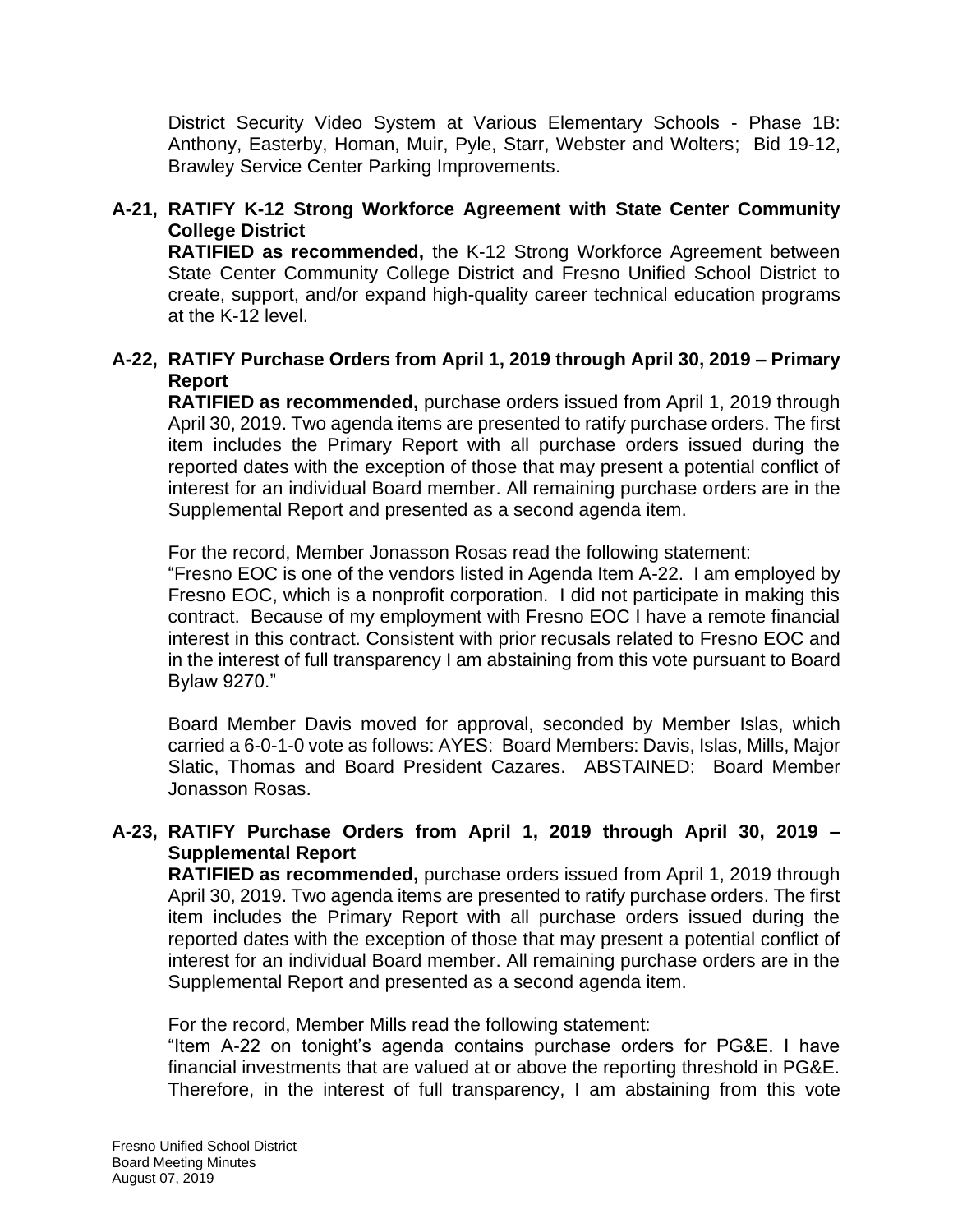District Security Video System at Various Elementary Schools - Phase 1B: Anthony, Easterby, Homan, Muir, Pyle, Starr, Webster and Wolters; Bid 19-12, Brawley Service Center Parking Improvements.

**A-21, RATIFY K-12 Strong Workforce Agreement with State Center Community College District**

**RATIFIED as recommended,** the K-12 Strong Workforce Agreement between State Center Community College District and Fresno Unified School District to create, support, and/or expand high-quality career technical education programs at the K-12 level.

**A-22, RATIFY Purchase Orders from April 1, 2019 through April 30, 2019 – Primary Report**

**RATIFIED as recommended,** purchase orders issued from April 1, 2019 through April 30, 2019. Two agenda items are presented to ratify purchase orders. The first item includes the Primary Report with all purchase orders issued during the reported dates with the exception of those that may present a potential conflict of interest for an individual Board member. All remaining purchase orders are in the Supplemental Report and presented as a second agenda item.

For the record, Member Jonasson Rosas read the following statement:

"Fresno EOC is one of the vendors listed in Agenda Item A-22. I am employed by Fresno EOC, which is a nonprofit corporation. I did not participate in making this contract. Because of my employment with Fresno EOC I have a remote financial interest in this contract. Consistent with prior recusals related to Fresno EOC and in the interest of full transparency I am abstaining from this vote pursuant to Board Bylaw 9270."

Board Member Davis moved for approval, seconded by Member Islas, which carried a 6-0-1-0 vote as follows: AYES: Board Members: Davis, Islas, Mills, Major Slatic, Thomas and Board President Cazares. ABSTAINED: Board Member Jonasson Rosas.

**A-23, RATIFY Purchase Orders from April 1, 2019 through April 30, 2019 – Supplemental Report**

**RATIFIED as recommended,** purchase orders issued from April 1, 2019 through April 30, 2019. Two agenda items are presented to ratify purchase orders. The first item includes the Primary Report with all purchase orders issued during the reported dates with the exception of those that may present a potential conflict of interest for an individual Board member. All remaining purchase orders are in the Supplemental Report and presented as a second agenda item.

For the record, Member Mills read the following statement:

"Item A-22 on tonight's agenda contains purchase orders for PG&E. I have financial investments that are valued at or above the reporting threshold in PG&E. Therefore, in the interest of full transparency, I am abstaining from this vote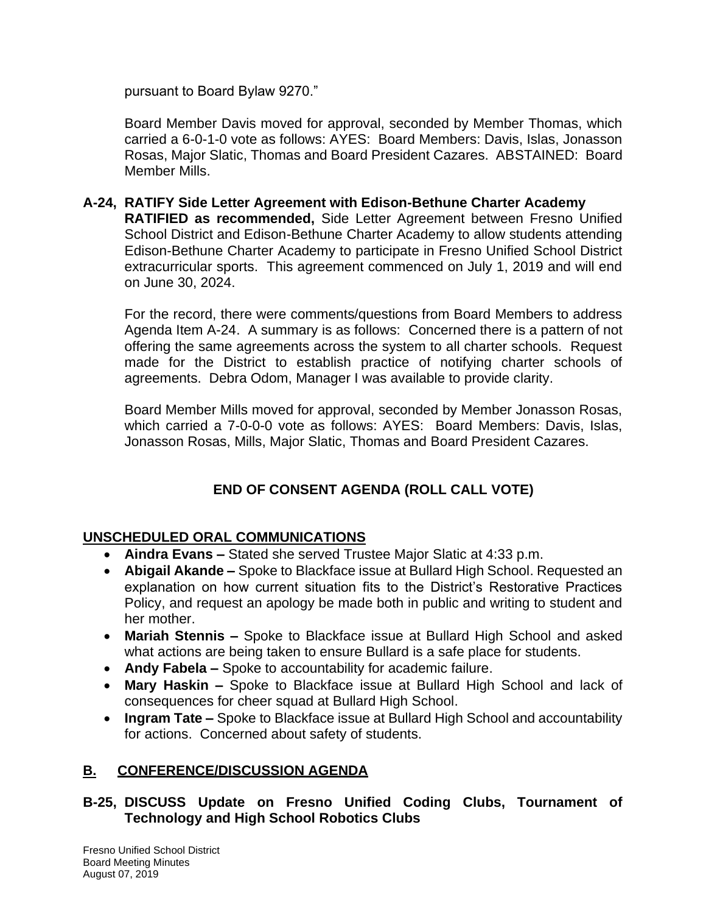pursuant to Board Bylaw 9270."

Board Member Davis moved for approval, seconded by Member Thomas, which carried a 6-0-1-0 vote as follows: AYES: Board Members: Davis, Islas, Jonasson Rosas, Major Slatic, Thomas and Board President Cazares. ABSTAINED: Board Member Mills.

**A-24, RATIFY Side Letter Agreement with Edison-Bethune Charter Academy**
**RATIFIED as recommended,** Side Letter Agreement between Fresno Unified School District and Edison-Bethune Charter Academy to allow students attending Edison-Bethune Charter Academy to participate in Fresno Unified School District extracurricular sports. This agreement commenced on July 1, 2019 and will end on June 30, 2024.

For the record, there were comments/questions from Board Members to address Agenda Item A-24. A summary is as follows: Concerned there is a pattern of not offering the same agreements across the system to all charter schools. Request made for the District to establish practice of notifying charter schools of agreements. Debra Odom, Manager I was available to provide clarity.

Board Member Mills moved for approval, seconded by Member Jonasson Rosas, which carried a 7-0-0-0 vote as follows: AYES: Board Members: Davis, Islas, Jonasson Rosas, Mills, Major Slatic, Thomas and Board President Cazares.

**END OF CONSENT AGENDA (ROLL CALL VOTE)**

## UNSCHEDULED ORAL COMMUNICATIONS

- **Aindra Evans –** Stated she served Trustee Major Slatic at 4:33 p.m.
- **Abigail Akande –** Spoke to Blackface issue at Bullard High School. Requested an explanation on how current situation fits to the District's Restorative Practices Policy, and request an apology be made both in public and writing to student and her mother.
- **Mariah Stennis –** Spoke to Blackface issue at Bullard High School and asked what actions are being taken to ensure Bullard is a safe place for students.
- **Andy Fabela –** Spoke to accountability for academic failure.
- **Mary Haskin –** Spoke to Blackface issue at Bullard High School and lack of consequences for cheer squad at Bullard High School.
- **Ingram Tate –** Spoke to Blackface issue at Bullard High School and accountability for actions. Concerned about safety of students.

## B. CONFERENCE/DISCUSSION AGENDA

**B-25, DISCUSS Update on Fresno Unified Coding Clubs, Tournament of Technology and High School Robotics Clubs**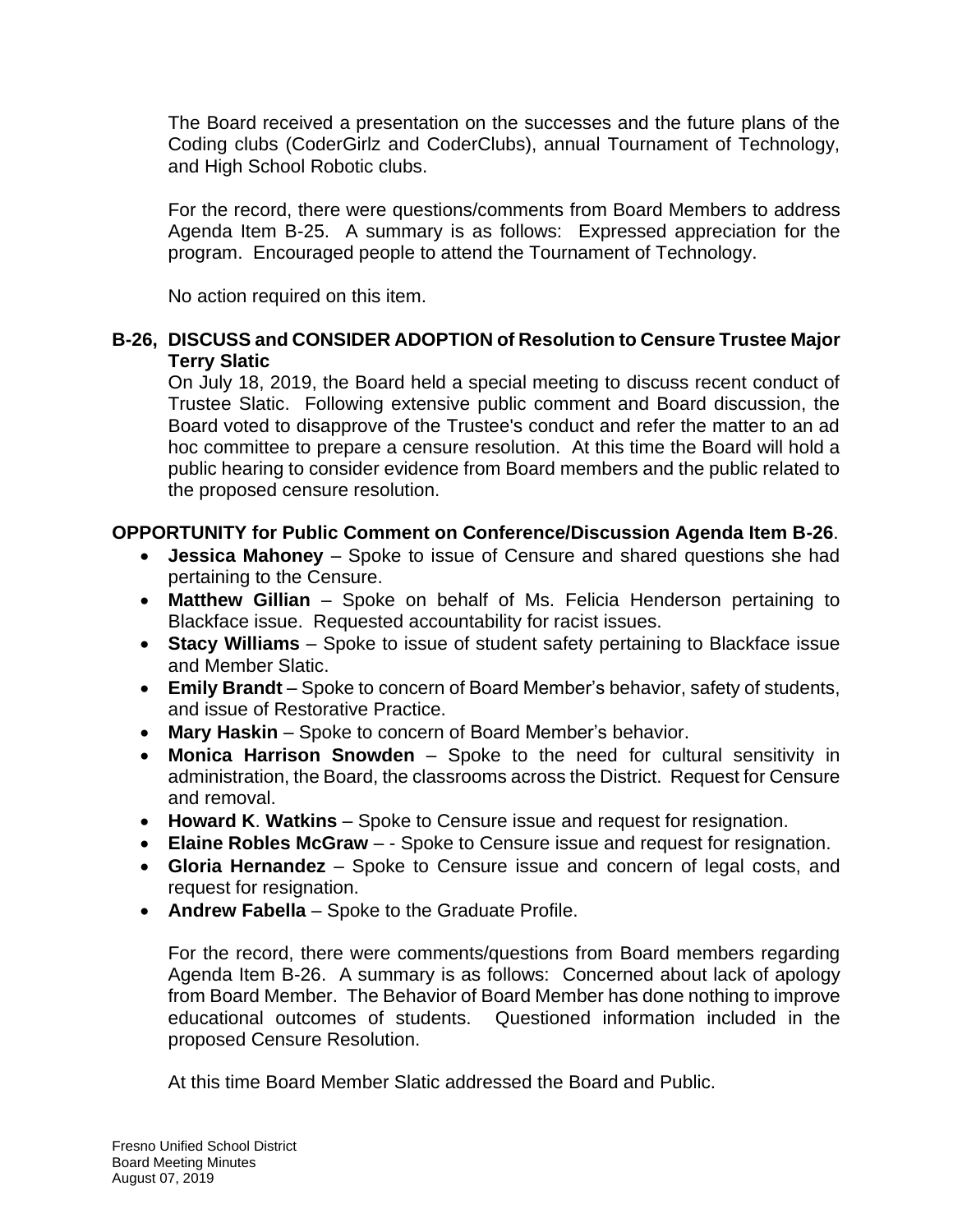The Board received a presentation on the successes and the future plans of the Coding clubs (CoderGirlz and CoderClubs), annual Tournament of Technology, and High School Robotic clubs.

For the record, there were questions/comments from Board Members to address Agenda Item B-25. A summary is as follows: Expressed appreciation for the program. Encouraged people to attend the Tournament of Technology.

No action required on this item.

**B-26, DISCUSS and CONSIDER ADOPTION of Resolution to Censure Trustee Major Terry Slatic**

On July 18, 2019, the Board held a special meeting to discuss recent conduct of Trustee Slatic. Following extensive public comment and Board discussion, the Board voted to disapprove of the Trustee's conduct and refer the matter to an ad hoc committee to prepare a censure resolution. At this time the Board will hold a public hearing to consider evidence from Board members and the public related to the proposed censure resolution.

**OPPORTUNITY for Public Comment on Conference/Discussion Agenda Item B-26**.

- **Jessica Mahoney** – Spoke to issue of Censure and shared questions she had pertaining to the Censure.
- **Matthew Gillian** – Spoke on behalf of Ms. Felicia Henderson pertaining to Blackface issue. Requested accountability for racist issues.
- **Stacy Williams** – Spoke to issue of student safety pertaining to Blackface issue and Member Slatic.
- **Emily Brandt** – Spoke to concern of Board Member's behavior, safety of students, and issue of Restorative Practice.
- **Mary Haskin** – Spoke to concern of Board Member's behavior.
- **Monica Harrison Snowden** – Spoke to the need for cultural sensitivity in administration, the Board, the classrooms across the District. Request for Censure and removal.
- **Howard K**. **Watkins** – Spoke to Censure issue and request for resignation.
- **Elaine Robles McGraw** – - Spoke to Censure issue and request for resignation.
- **Gloria Hernandez** – Spoke to Censure issue and concern of legal costs, and request for resignation.
- **Andrew Fabella** – Spoke to the Graduate Profile.

For the record, there were comments/questions from Board members regarding Agenda Item B-26. A summary is as follows: Concerned about lack of apology from Board Member. The Behavior of Board Member has done nothing to improve educational outcomes of students. Questioned information included in the proposed Censure Resolution.

At this time Board Member Slatic addressed the Board and Public.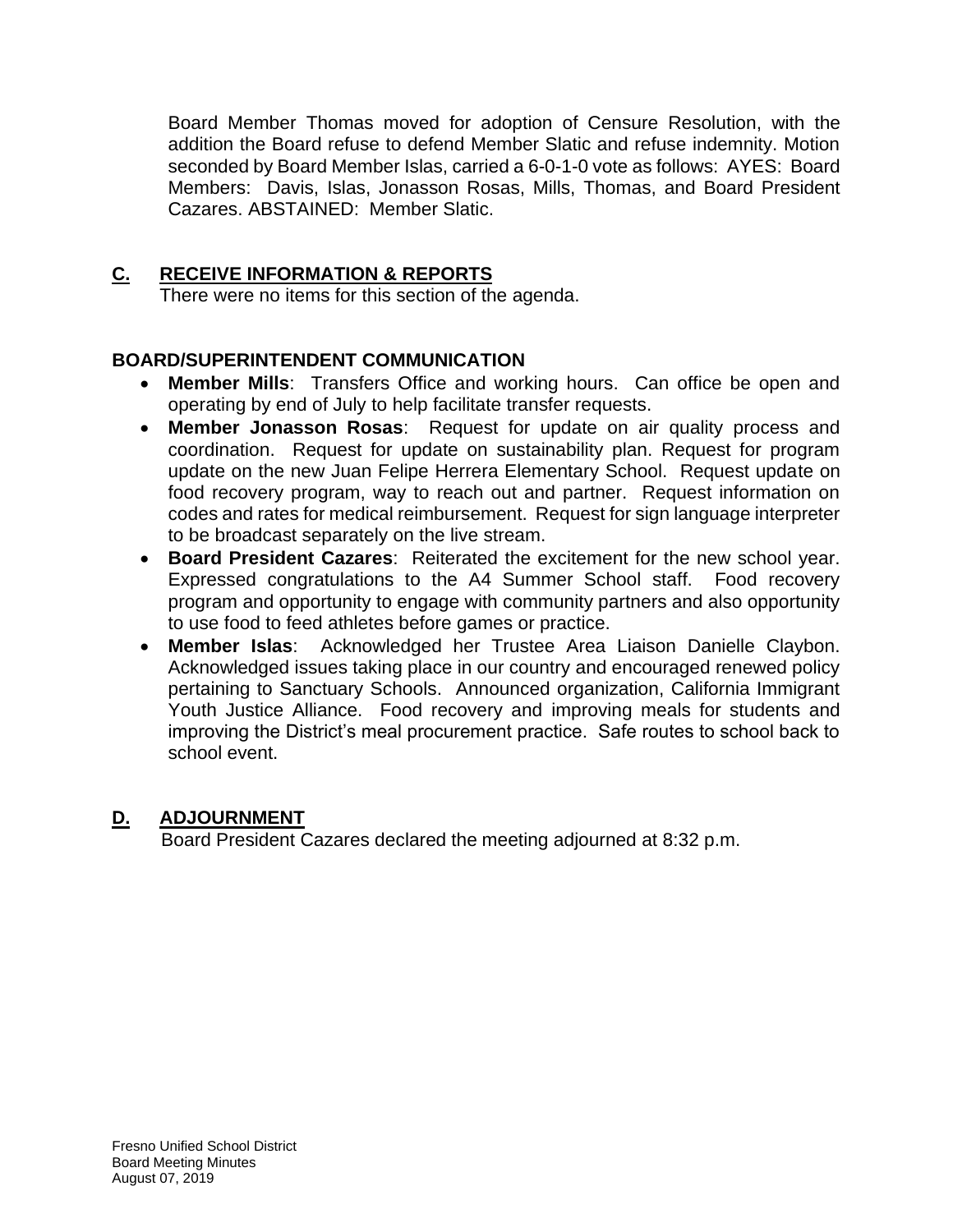Board Member Thomas moved for adoption of Censure Resolution, with the addition the Board refuse to defend Member Slatic and refuse indemnity. Motion seconded by Board Member Islas, carried a 6-0-1-0 vote as follows: AYES: Board Members: Davis, Islas, Jonasson Rosas, Mills, Thomas, and Board President Cazares. ABSTAINED: Member Slatic.

## C. RECEIVE INFORMATION & REPORTS

There were no items for this section of the agenda.

### BOARD/SUPERINTENDENT COMMUNICATION

- **Member Mills**: Transfers Office and working hours. Can office be open and operating by end of July to help facilitate transfer requests.
- **Member Jonasson Rosas**: Request for update on air quality process and coordination. Request for update on sustainability plan. Request for program update on the new Juan Felipe Herrera Elementary School. Request update on food recovery program, way to reach out and partner. Request information on codes and rates for medical reimbursement. Request for sign language interpreter to be broadcast separately on the live stream.
- **Board President Cazares**: Reiterated the excitement for the new school year. Expressed congratulations to the A4 Summer School staff. Food recovery program and opportunity to engage with community partners and also opportunity to use food to feed athletes before games or practice.
- **Member Islas**: Acknowledged her Trustee Area Liaison Danielle Claybon. Acknowledged issues taking place in our country and encouraged renewed policy pertaining to Sanctuary Schools. Announced organization, California Immigrant Youth Justice Alliance. Food recovery and improving meals for students and improving the District's meal procurement practice. Safe routes to school back to school event.

## D. ADJOURNMENT

Board President Cazares declared the meeting adjourned at 8:32 p.m.